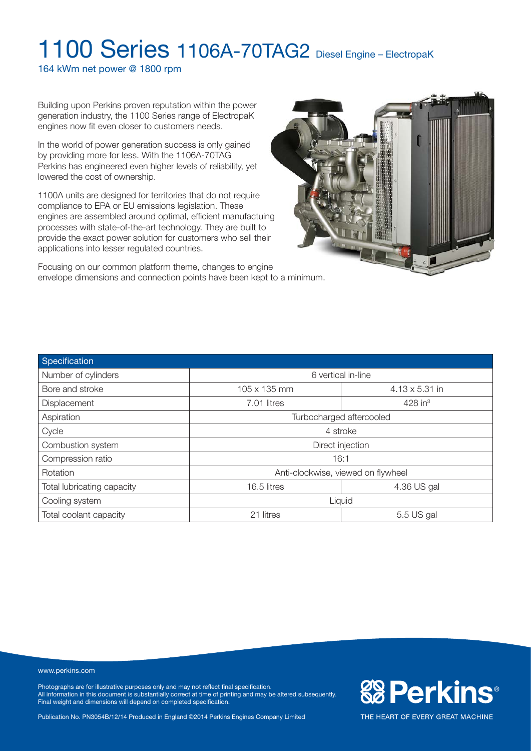# 1100 Series 1106A-70TAG2 Diesel Engine – ElectropaK

164 kWm net power @ 1800 rpm

Building upon Perkins proven reputation within the power generation industry, the 1100 Series range of ElectropaK engines now fit even closer to customers needs.

In the world of power generation success is only gained by providing more for less. With the 1106A-70TAG Perkins has engineered even higher levels of reliability, yet lowered the cost of ownership.

1100A units are designed for territories that do not require compliance to EPA or EU emissions legislation. These engines are assembled around optimal, efficient manufactuing processes with state-of-the-art technology. They are built to provide the exact power solution for customers who sell their applications into lesser regulated countries.

Focusing on our common platform theme, changes to engine envelope dimensions and connection points have been kept to a minimum.

| Specification | | |
|---|---|---|
| Number of cylinders | 6 vertical in-line | |
| Bore and stroke | 105 x 135 mm | 4.13 x 5.31 in |
| Displacement | 7.01 litres | 428 in³ |
| Aspiration | Turbocharged aftercooled | |
| Cycle | 4 stroke | |
| Combustion system | Direct injection | |
| Compression ratio | 16:1 | |
| Rotation | Anti-clockwise, viewed on flywheel | |
| Total lubricating capacity | 16.5 litres | 4.36 US gal |
| Cooling system | Liquid | |
| Total coolant capacity | 21 litres | 5.5 US gal |

www.perkins.com

Photographs are for illustrative purposes only and may not reflect final specification.
All information in this document is substantially correct at time of printing and may be altered subsequently.
Final weight and dimensions will depend on completed specification.

Publication No. PN3054B/12/14 Produced in England ©2014 Perkins Engines Company Limited

Perkins® THE HEART OF EVERY GREAT MACHINE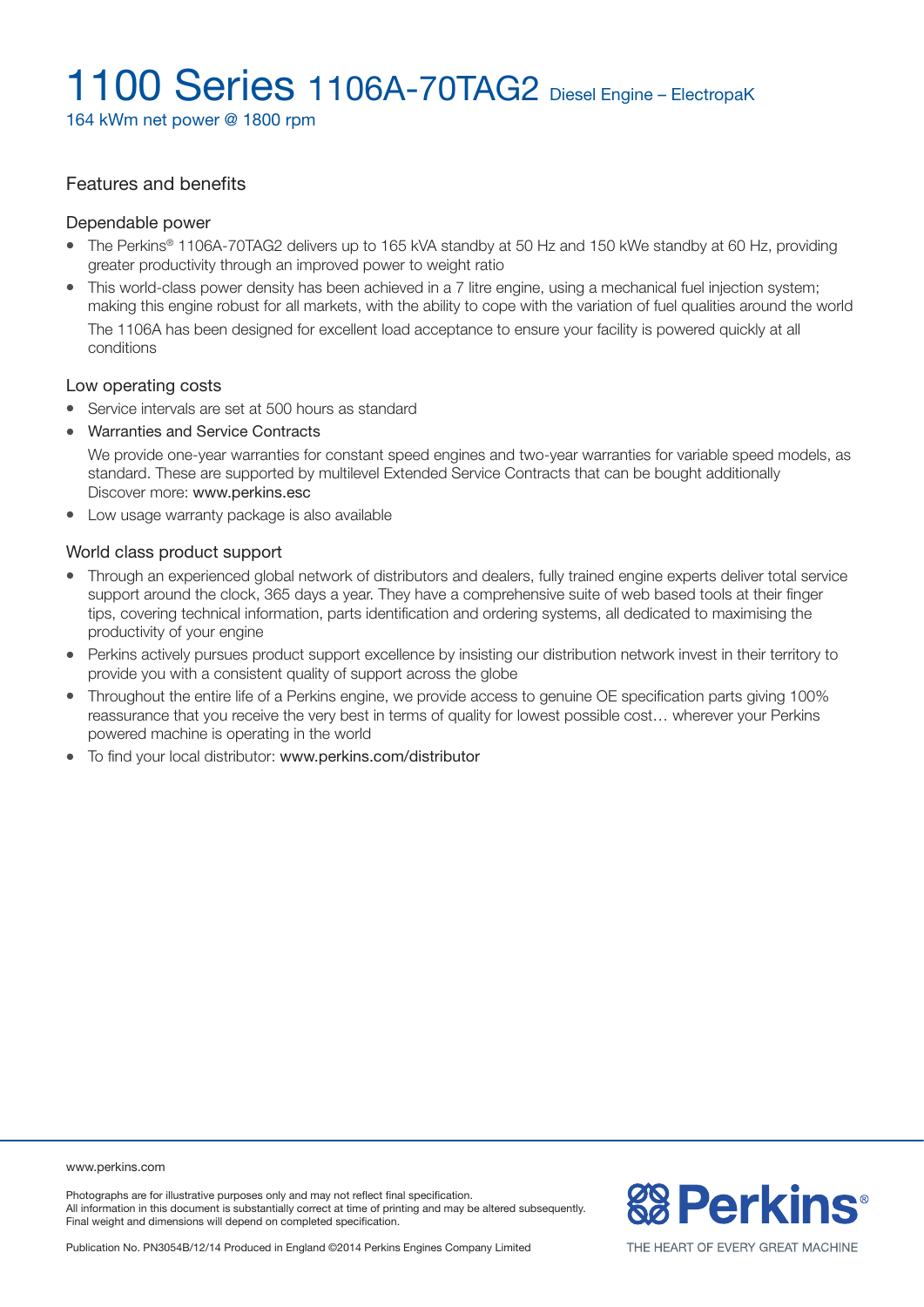# 1100 Series 1106A-70TAG2 Diesel Engine – ElectropaK

164 kWm net power @ 1800 rpm

## Features and benefits

### Dependable power

- The Perkins® 1106A-70TAG2 delivers up to 165 kVA standby at 50 Hz and 150 kWe standby at 60 Hz, providing greater productivity through an improved power to weight ratio
- This world-class power density has been achieved in a 7 litre engine, using a mechanical fuel injection system; making this engine robust for all markets, with the ability to cope with the variation of fuel qualities around the world

  The 1106A has been designed for excellent load acceptance to ensure your facility is powered quickly at all conditions

### Low operating costs

- Service intervals are set at 500 hours as standard
- Warranties and Service Contracts

  We provide one-year warranties for constant speed engines and two-year warranties for variable speed models, as standard. These are supported by multilevel Extended Service Contracts that can be bought additionally
  Discover more: www.perkins.esc
- Low usage warranty package is also available

### World class product support

- Through an experienced global network of distributors and dealers, fully trained engine experts deliver total service support around the clock, 365 days a year. They have a comprehensive suite of web based tools at their finger tips, covering technical information, parts identification and ordering systems, all dedicated to maximising the productivity of your engine
- Perkins actively pursues product support excellence by insisting our distribution network invest in their territory to provide you with a consistent quality of support across the globe
- Throughout the entire life of a Perkins engine, we provide access to genuine OE specification parts giving 100% reassurance that you receive the very best in terms of quality for lowest possible cost… wherever your Perkins powered machine is operating in the world
- To find your local distributor: www.perkins.com/distributor

www.perkins.com

Photographs are for illustrative purposes only and may not reflect final specification.
All information in this document is substantially correct at time of printing and may be altered subsequently.
Final weight and dimensions will depend on completed specification.

Publication No. PN3054B/12/14 Produced in England ©2014 Perkins Engines Company Limited

Perkins®

THE HEART OF EVERY GREAT MACHINE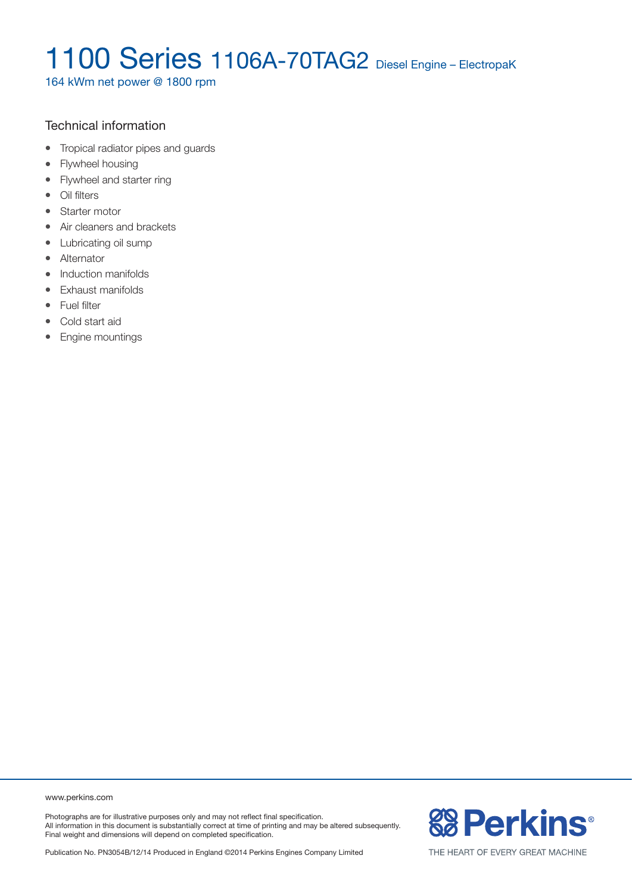# 1100 Series 1106A-70TAG2 Diesel Engine – ElectropaK

164 kWm net power @ 1800 rpm

## Technical information

- Tropical radiator pipes and guards
- Flywheel housing
- Flywheel and starter ring
- Oil filters
- Starter motor
- Air cleaners and brackets
- Lubricating oil sump
- Alternator
- Induction manifolds
- Exhaust manifolds
- Fuel filter
- Cold start aid
- Engine mountings

www.perkins.com

Photographs are for illustrative purposes only and may not reflect final specification.
All information in this document is substantially correct at time of printing and may be altered subsequently.
Final weight and dimensions will depend on completed specification.

Publication No. PN3054B/12/14 Produced in England ©2014 Perkins Engines Company Limited

Perkins®

THE HEART OF EVERY GREAT MACHINE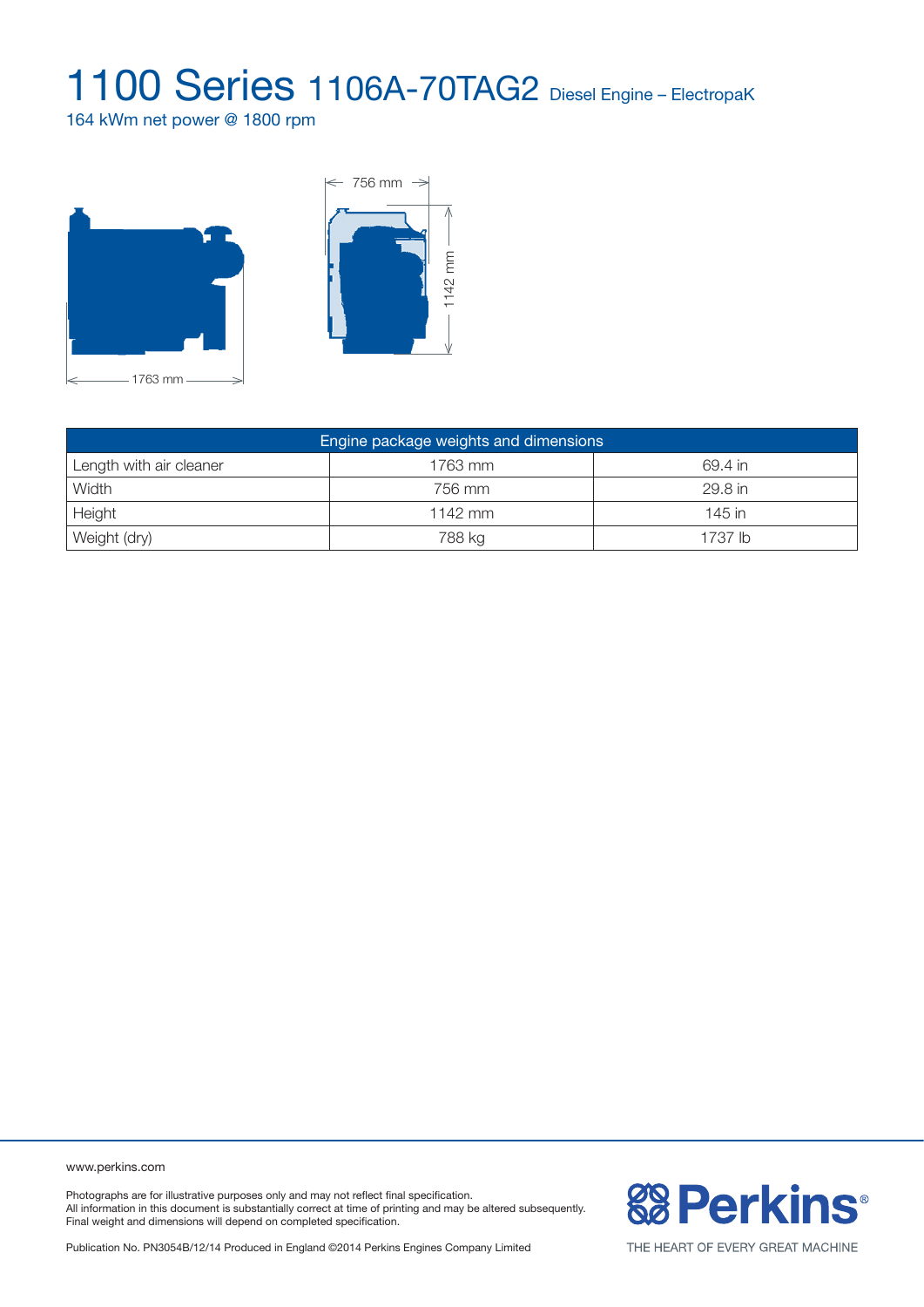# 1100 Series 1106A-70TAG2 Diesel Engine – ElectropaK

164 kWm net power @ 1800 rpm

756 mm

1142 mm

1763 mm

| Engine package weights and dimensions | | |
|---|---|---|
| Length with air cleaner | 1763 mm | 69.4 in |
| Width | 756 mm | 29.8 in |
| Height | 1142 mm | 145 in |
| Weight (dry) | 788 kg | 1737 lb |

www.perkins.com

Photographs are for illustrative purposes only and may not reflect final specification.
All information in this document is substantially correct at time of printing and may be altered subsequently.
Final weight and dimensions will depend on completed specification.

Publication No. PN3054B/12/14 Produced in England ©2014 Perkins Engines Company Limited

Perkins®

THE HEART OF EVERY GREAT MACHINE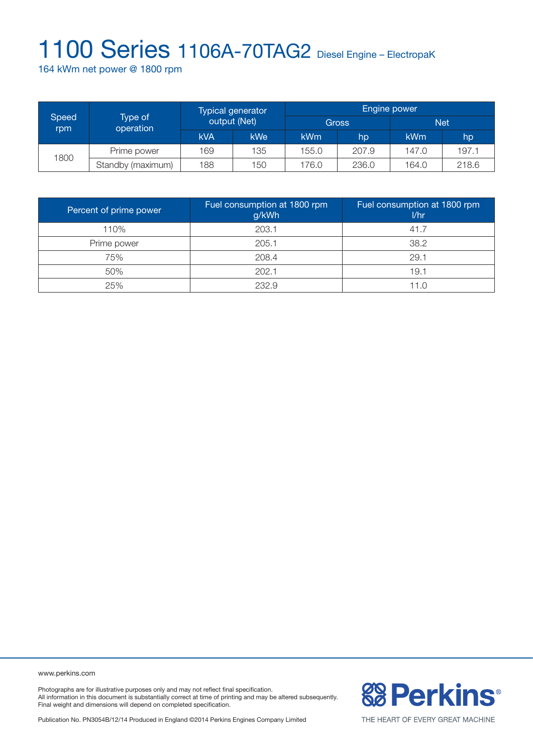# 1100 Series 1106A-70TAG2 Diesel Engine – ElectropaK

164 kWm net power @ 1800 rpm

| Speed rpm | Type of operation | Typical generator output (Net) | | Engine power | | | |
|---|---|---|---|---|---|---|---|
| | | | | Gross | | Net | |
| | | kVA | kWe | kWm | hp | kWm | hp |
| 1800 | Prime power | 169 | 135 | 155.0 | 207.9 | 147.0 | 197.1 |
| | Standby (maximum) | 188 | 150 | 176.0 | 236.0 | 164.0 | 218.6 |

| Percent of prime power | Fuel consumption at 1800 rpm g/kWh | Fuel consumption at 1800 rpm l/hr |
|---|---|---|
| 110% | 203.1 | 41.7 |
| Prime power | 205.1 | 38.2 |
| 75% | 208.4 | 29.1 |
| 50% | 202.1 | 19.1 |
| 25% | 232.9 | 11.0 |

www.perkins.com

Photographs are for illustrative purposes only and may not reflect final specification.
All information in this document is substantially correct at time of printing and may be altered subsequently.
Final weight and dimensions will depend on completed specification.

Publication No. PN3054B/12/14 Produced in England ©2014 Perkins Engines Company Limited

Perkins® THE HEART OF EVERY GREAT MACHINE